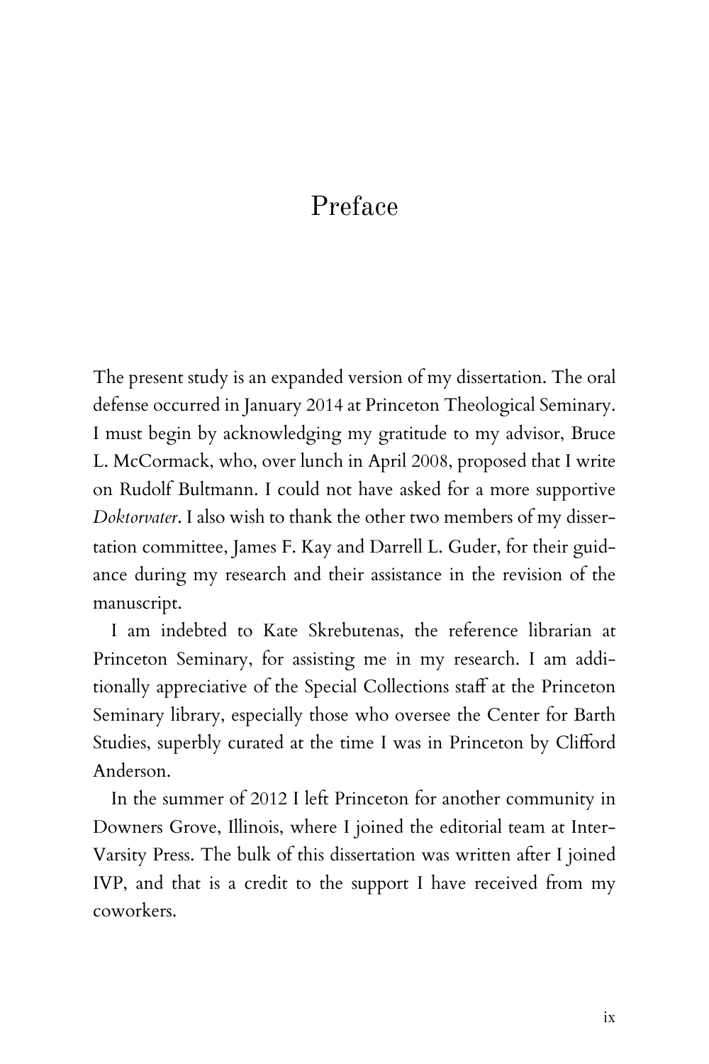# Preface

The present study is an expanded version of my dissertation. The oral defense occurred in January 2014 at Princeton Theological Seminary. I must begin by acknowledging my gratitude to my advisor, Bruce L. McCormack, who, over lunch in April 2008, proposed that I write on Rudolf Bultmann. I could not have asked for a more supportive *Doktorvater*. I also wish to thank the other two members of my dissertation committee, James F. Kay and Darrell L. Guder, for their guidance during my research and their assistance in the revision of the manuscript.

I am indebted to Kate Skrebutenas, the reference librarian at Princeton Seminary, for assisting me in my research. I am additionally appreciative of the Special Collections staff at the Princeton Seminary library, especially those who oversee the Center for Barth Studies, superbly curated at the time I was in Princeton by Clifford Anderson.

In the summer of 2012 I left Princeton for another community in Downers Grove, Illinois, where I joined the editorial team at InterVarsity Press. The bulk of this dissertation was written after I joined IVP, and that is a credit to the support I have received from my coworkers.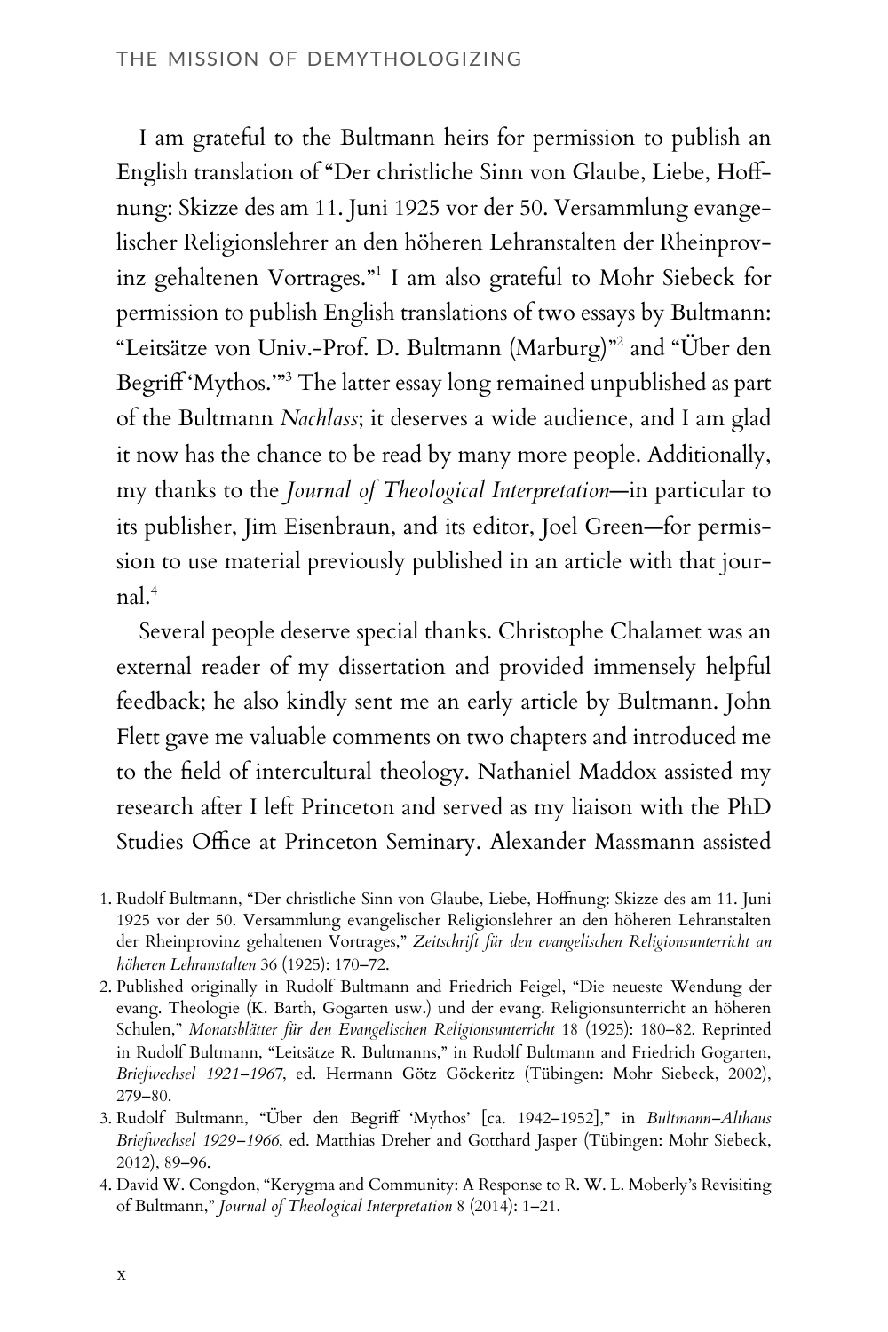I am grateful to the Bultmann heirs for permission to publish an English translation of "Der christliche Sinn von Glaube, Liebe, Hoffnung: Skizze des am 11. Juni 1925 vor der 50. Versammlung evangelischer Religionslehrer an den höheren Lehranstalten der Rheinprovinz gehaltenen Vortrages."[1] I am also grateful to Mohr Siebeck for permission to publish English translations of two essays by Bultmann: "Leitsätze von Univ.-Prof. D. Bultmann (Marburg)"[2] and "Über den Begriff 'Mythos.'"[3] The latter essay long remained unpublished as part of the Bultmann *Nachlass*; it deserves a wide audience, and I am glad it now has the chance to be read by many more people. Additionally, my thanks to the *Journal of Theological Interpretation*—in particular to its publisher, Jim Eisenbraun, and its editor, Joel Green—for permission to use material previously published in an article with that journal.[4]

Several people deserve special thanks. Christophe Chalamet was an external reader of my dissertation and provided immensely helpful feedback; he also kindly sent me an early article by Bultmann. John Flett gave me valuable comments on two chapters and introduced me to the field of intercultural theology. Nathaniel Maddox assisted my research after I left Princeton and served as my liaison with the PhD Studies Office at Princeton Seminary. Alexander Massmann assisted

1. Rudolf Bultmann, "Der christliche Sinn von Glaube, Liebe, Hoffnung: Skizze des am 11. Juni 1925 vor der 50. Versammlung evangelischer Religionslehrer an den höheren Lehranstalten der Rheinprovinz gehaltenen Vortrages," *Zeitschrift für den evangelischen Religionsunterricht an höheren Lehranstalten* 36 (1925): 170–72.
2. Published originally in Rudolf Bultmann and Friedrich Feigel, "Die neueste Wendung der evang. Theologie (K. Barth, Gogarten usw.) und der evang. Religionsunterricht an höheren Schulen," *Monatsblätter für den Evangelischen Religionsunterricht* 18 (1925): 180–82. Reprinted in Rudolf Bultmann, "Leitsätze R. Bultmanns," in Rudolf Bultmann and Friedrich Gogarten, *Briefwechsel 1921–1967*, ed. Hermann Götz Göckeritz (Tübingen: Mohr Siebeck, 2002), 279–80.
3. Rudolf Bultmann, "Über den Begriff 'Mythos' [ca. 1942–1952]," in *Bultmann–Althaus Briefwechsel 1929–1966*, ed. Matthias Dreher and Gotthard Jasper (Tübingen: Mohr Siebeck, 2012), 89–96.
4. David W. Congdon, "Kerygma and Community: A Response to R. W. L. Moberly's Revisiting of Bultmann," *Journal of Theological Interpretation* 8 (2014): 1–21.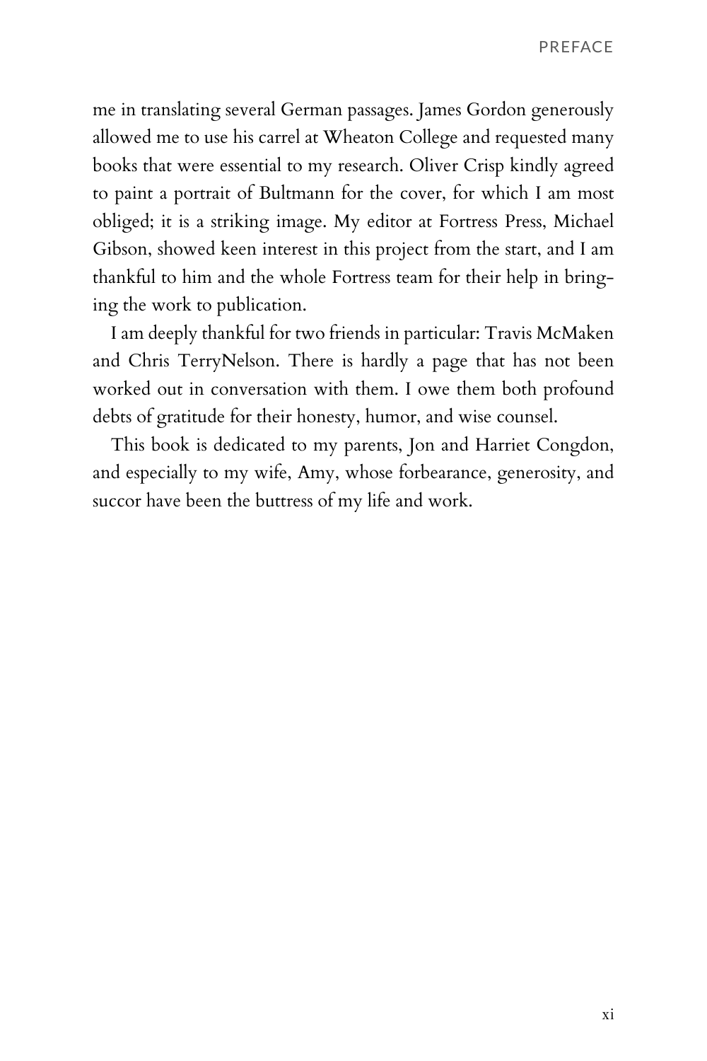me in translating several German passages. James Gordon generously allowed me to use his carrel at Wheaton College and requested many books that were essential to my research. Oliver Crisp kindly agreed to paint a portrait of Bultmann for the cover, for which I am most obliged; it is a striking image. My editor at Fortress Press, Michael Gibson, showed keen interest in this project from the start, and I am thankful to him and the whole Fortress team for their help in bringing the work to publication.

I am deeply thankful for two friends in particular: Travis McMaken and Chris TerryNelson. There is hardly a page that has not been worked out in conversation with them. I owe them both profound debts of gratitude for their honesty, humor, and wise counsel.

This book is dedicated to my parents, Jon and Harriet Congdon, and especially to my wife, Amy, whose forbearance, generosity, and succor have been the buttress of my life and work.